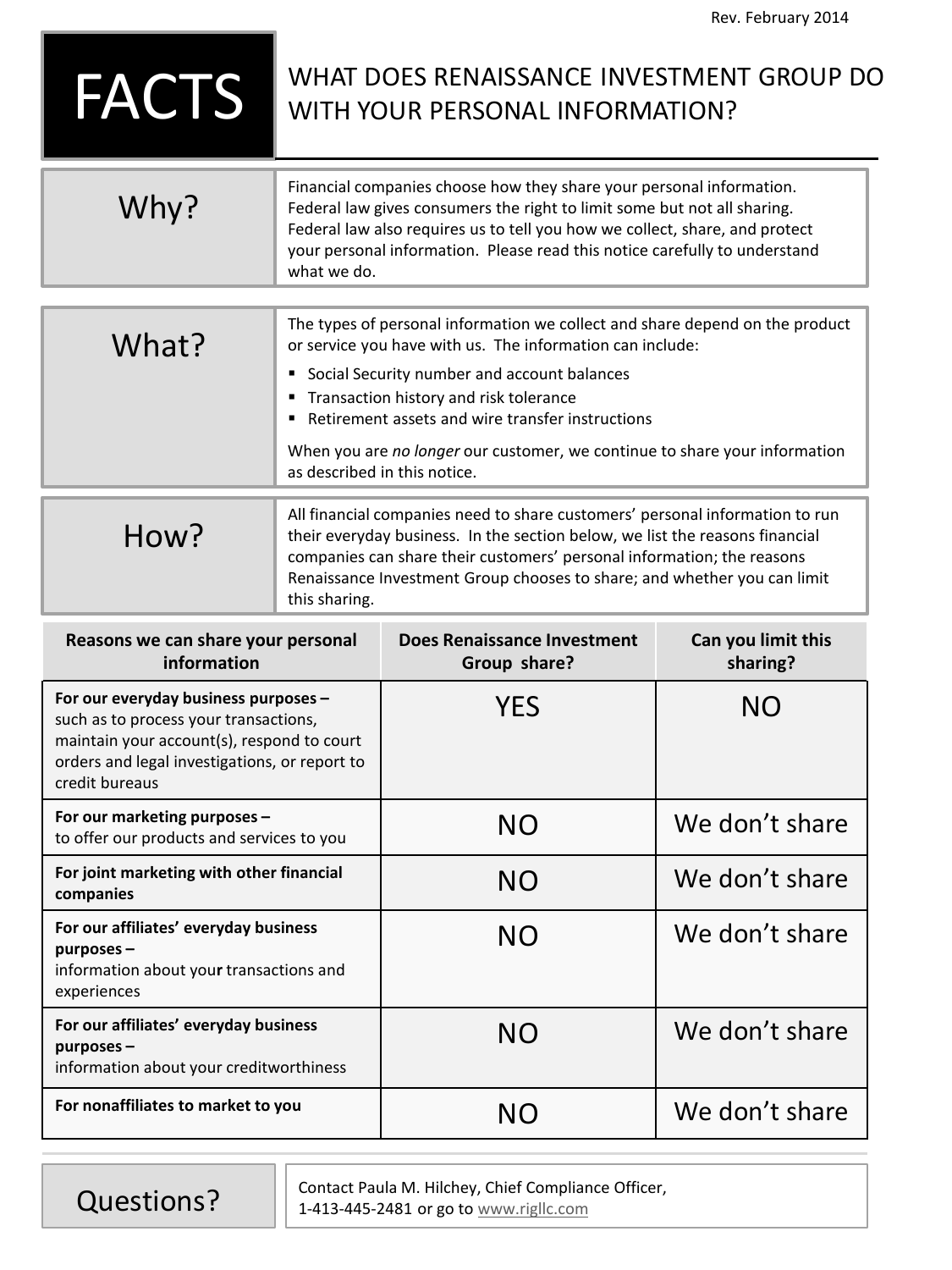Rev. February 2014

# FACTS

## WHAT DOES RENAISSANCE INVESTMENT GROUP DO WITH YOUR PERSONAL INFORMATION?

| | |
|---|---|
| **Why?** | Financial companies choose how they share your personal information. Federal law gives consumers the right to limit some but not all sharing. Federal law also requires us to tell you how we collect, share, and protect your personal information. Please read this notice carefully to understand what we do. |
| **What?** | The types of personal information we collect and share depend on the product or service you have with us. The information can include:<br>▪ Social Security number and account balances<br>▪ Transaction history and risk tolerance<br>▪ Retirement assets and wire transfer instructions<br><br>When you are *no longer* our customer, we continue to share your information as described in this notice. |
| **How?** | All financial companies need to share customers' personal information to run their everyday business. In the section below, we list the reasons financial companies can share their customers' personal information; the reasons Renaissance Investment Group chooses to share; and whether you can limit this sharing. |

| Reasons we can share your personal information | Does Renaissance Investment Group share? | Can you limit this sharing? |
|---|---|---|
| **For our everyday business purposes –** such as to process your transactions, maintain your account(s), respond to court orders and legal investigations, or report to credit bureaus | YES | NO |
| **For our marketing purposes –** to offer our products and services to you | NO | We don't share |
| **For joint marketing with other financial companies** | NO | We don't share |
| **For our affiliates' everyday business purposes –** information about your transactions and experiences | NO | We don't share |
| **For our affiliates' everyday business purposes –** information about your creditworthiness | NO | We don't share |
| **For nonaffiliates to market to you** | NO | We don't share |

| | |
|---|---|
| **Questions?** | Contact Paula M. Hilchey, Chief Compliance Officer, 1-413-445-2481 or go to www.rigllc.com |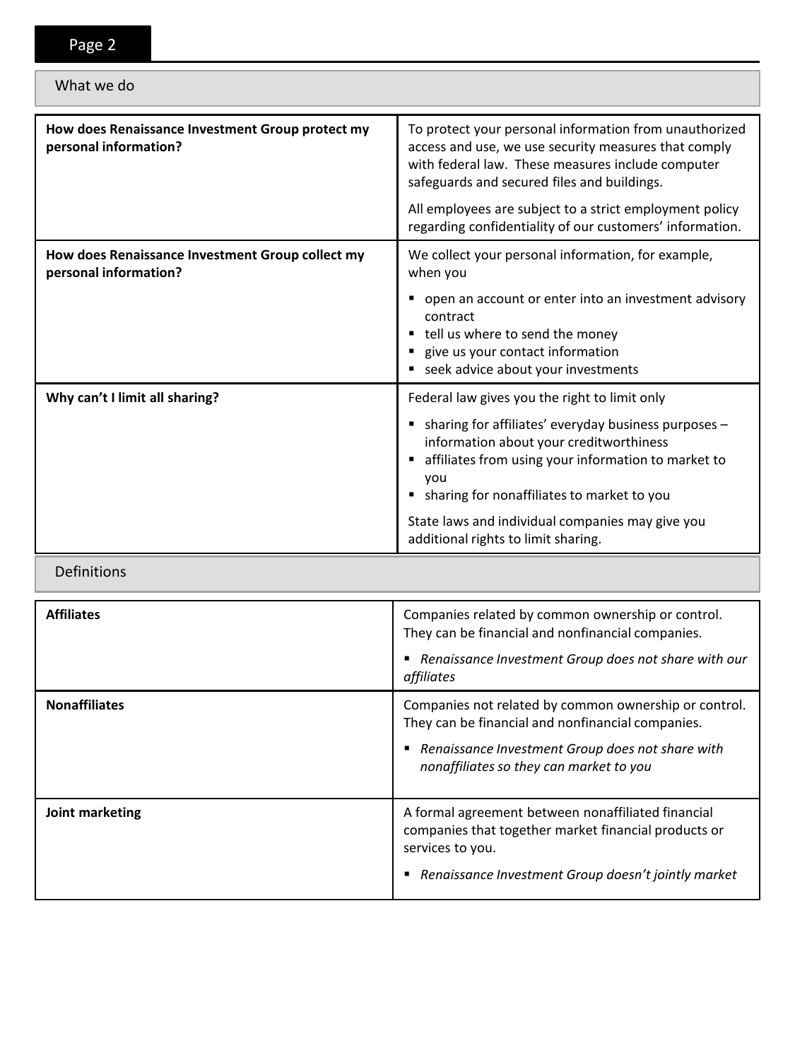## What we do

| | |
|---|---|
| **How does Renaissance Investment Group protect my personal information?** | To protect your personal information from unauthorized access and use, we use security measures that comply with federal law. These measures include computer safeguards and secured files and buildings.<br><br>All employees are subject to a strict employment policy regarding confidentiality of our customers' information. |
| **How does Renaissance Investment Group collect my personal information?** | We collect your personal information, for example, when you<br><br>▪ open an account or enter into an investment advisory contract<br>▪ tell us where to send the money<br>▪ give us your contact information<br>▪ seek advice about your investments |
| **Why can't I limit all sharing?** | Federal law gives you the right to limit only<br><br>▪ sharing for affiliates' everyday business purposes – information about your creditworthiness<br>▪ affiliates from using your information to market to you<br>▪ sharing for nonaffiliates to market to you<br><br>State laws and individual companies may give you additional rights to limit sharing. |

## Definitions

| | |
|---|---|
| **Affiliates** | Companies related by common ownership or control. They can be financial and nonfinancial companies.<br><br>▪ *Renaissance Investment Group does not share with our affiliates* |
| **Nonaffiliates** | Companies not related by common ownership or control. They can be financial and nonfinancial companies.<br><br>▪ *Renaissance Investment Group does not share with nonaffiliates so they can market to you* |
| **Joint marketing** | A formal agreement between nonaffiliated financial companies that together market financial products or services to you.<br><br>▪ *Renaissance Investment Group doesn't jointly market* |